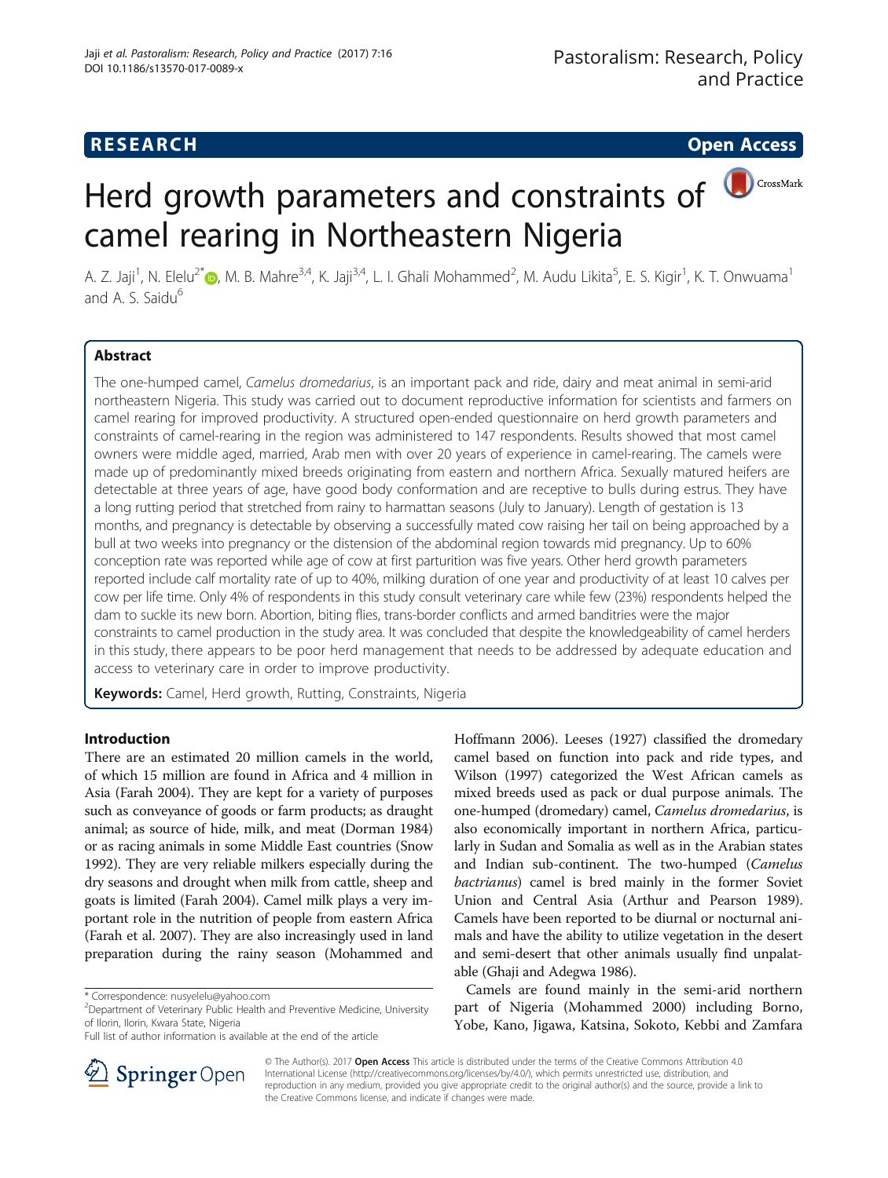**RESEARCH** **Open Access**

# Herd growth parameters and constraints of camel rearing in Northeastern Nigeria

A. Z. Jaji[1], N. Elelu[2*], M. B. Mahre[3,4], K. Jaji[3,4], L. I. Ghali Mohammed[2], M. Audu Likita[5], E. S. Kigir[1], K. T. Onwuama[1] and A. S. Saidu[6]

## Abstract

The one-humped camel, *Camelus dromedarius*, is an important pack and ride, dairy and meat animal in semi-arid northeastern Nigeria. This study was carried out to document reproductive information for scientists and farmers on camel rearing for improved productivity. A structured open-ended questionnaire on herd growth parameters and constraints of camel-rearing in the region was administered to 147 respondents. Results showed that most camel owners were middle aged, married, Arab men with over 20 years of experience in camel-rearing. The camels were made up of predominantly mixed breeds originating from eastern and northern Africa. Sexually matured heifers are detectable at three years of age, have good body conformation and are receptive to bulls during estrus. They have a long rutting period that stretched from rainy to harmattan seasons (July to January). Length of gestation is 13 months, and pregnancy is detectable by observing a successfully mated cow raising her tail on being approached by a bull at two weeks into pregnancy or the distension of the abdominal region towards mid pregnancy. Up to 60% conception rate was reported while age of cow at first parturition was five years. Other herd growth parameters reported include calf mortality rate of up to 40%, milking duration of one year and productivity of at least 10 calves per cow per life time. Only 4% of respondents in this study consult veterinary care while few (23%) respondents helped the dam to suckle its new born. Abortion, biting flies, trans-border conflicts and armed banditries were the major constraints to camel production in the study area. It was concluded that despite the knowledgeability of camel herders in this study, there appears to be poor herd management that needs to be addressed by adequate education and access to veterinary care in order to improve productivity.

**Keywords:** Camel, Herd growth, Rutting, Constraints, Nigeria

## Introduction

There are an estimated 20 million camels in the world, of which 15 million are found in Africa and 4 million in Asia (Farah 2004). They are kept for a variety of purposes such as conveyance of goods or farm products; as draught animal; as source of hide, milk, and meat (Dorman 1984) or as racing animals in some Middle East countries (Snow 1992). They are very reliable milkers especially during the dry seasons and drought when milk from cattle, sheep and goats is limited (Farah 2004). Camel milk plays a very important role in the nutrition of people from eastern Africa (Farah et al. 2007). They are also increasingly used in land preparation during the rainy season (Mohammed and Hoffmann 2006). Leeses (1927) classified the dromedary camel based on function into pack and ride types, and Wilson (1997) categorized the West African camels as mixed breeds used as pack or dual purpose animals. The one-humped (dromedary) camel, *Camelus dromedarius*, is also economically important in northern Africa, particularly in Sudan and Somalia as well as in the Arabian states and Indian sub-continent. The two-humped (*Camelus bactrianus*) camel is bred mainly in the former Soviet Union and Central Asia (Arthur and Pearson 1989). Camels have been reported to be diurnal or nocturnal animals and have the ability to utilize vegetation in the desert and semi-desert that other animals usually find unpalatable (Ghaji and Adegwa 1986).

Camels are found mainly in the semi-arid northern part of Nigeria (Mohammed 2000) including Borno, Yobe, Kano, Jigawa, Katsina, Sokoto, Kebbi and Zamfara

---

\* Correspondence: nusyelelu@yahoo.com

[2]Department of Veterinary Public Health and Preventive Medicine, University of Ilorin, Ilorin, Kwara State, Nigeria

Full list of author information is available at the end of the article

© The Author(s). 2017 **Open Access** This article is distributed under the terms of the Creative Commons Attribution 4.0 International License (http://creativecommons.org/licenses/by/4.0/), which permits unrestricted use, distribution, and reproduction in any medium, provided you give appropriate credit to the original author(s) and the source, provide a link to the Creative Commons license, and indicate if changes were made.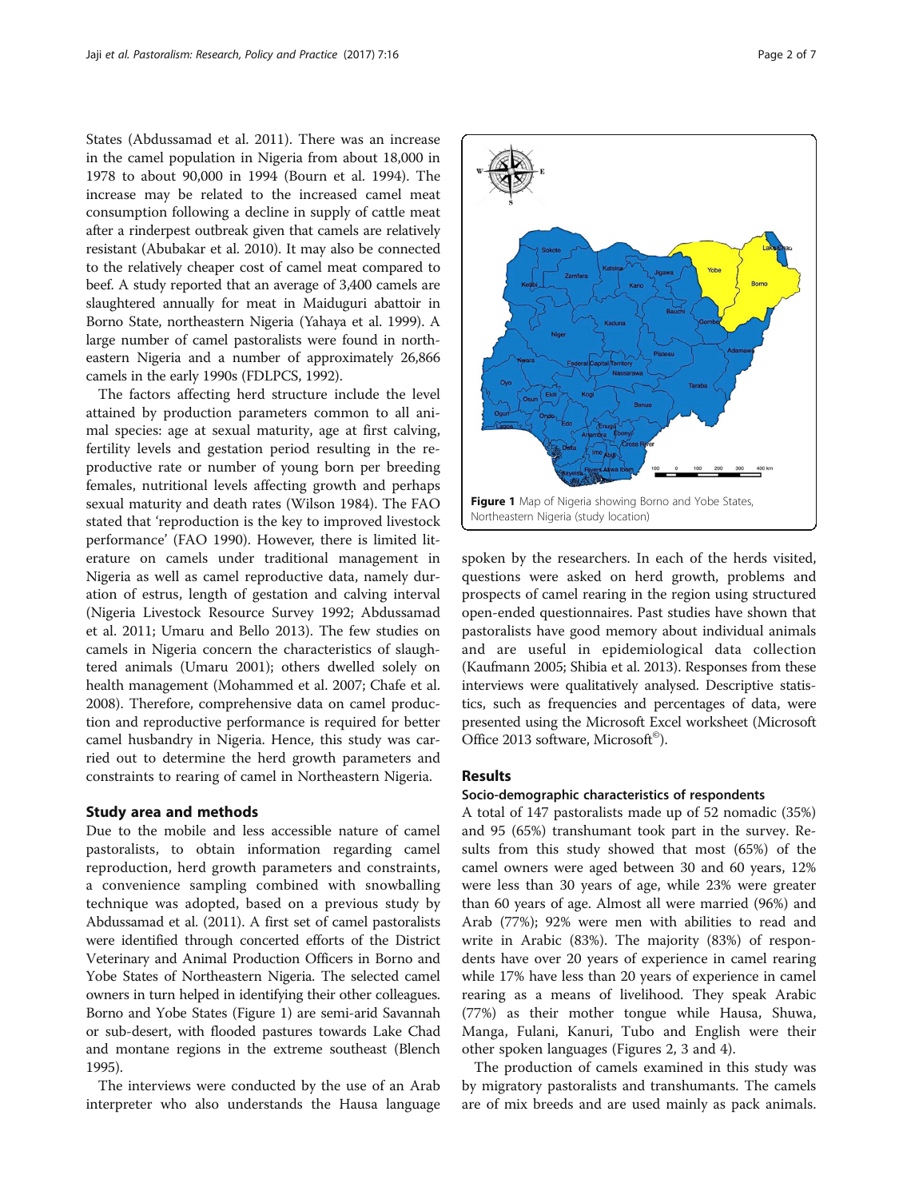States (Abdussamad et al. 2011). There was an increase in the camel population in Nigeria from about 18,000 in 1978 to about 90,000 in 1994 (Bourn et al. 1994). The increase may be related to the increased camel meat consumption following a decline in supply of cattle meat after a rinderpest outbreak given that camels are relatively resistant (Abubakar et al. 2010). It may also be connected to the relatively cheaper cost of camel meat compared to beef. A study reported that an average of 3,400 camels are slaughtered annually for meat in Maiduguri abattoir in Borno State, northeastern Nigeria (Yahaya et al. 1999). A large number of camel pastoralists were found in northeastern Nigeria and a number of approximately 26,866 camels in the early 1990s (FDLPCS, 1992).

The factors affecting herd structure include the level attained by production parameters common to all animal species: age at sexual maturity, age at first calving, fertility levels and gestation period resulting in the reproductive rate or number of young born per breeding females, nutritional levels affecting growth and perhaps sexual maturity and death rates (Wilson 1984). The FAO stated that 'reproduction is the key to improved livestock performance' (FAO 1990). However, there is limited literature on camels under traditional management in Nigeria as well as camel reproductive data, namely duration of estrus, length of gestation and calving interval (Nigeria Livestock Resource Survey 1992; Abdussamad et al. 2011; Umaru and Bello 2013). The few studies on camels in Nigeria concern the characteristics of slaughtered animals (Umaru 2001); others dwelled solely on health management (Mohammed et al. 2007; Chafe et al. 2008). Therefore, comprehensive data on camel production and reproductive performance is required for better camel husbandry in Nigeria. Hence, this study was carried out to determine the herd growth parameters and constraints to rearing of camel in Northeastern Nigeria.

## Study area and methods

Due to the mobile and less accessible nature of camel pastoralists, to obtain information regarding camel reproduction, herd growth parameters and constraints, a convenience sampling combined with snowballing technique was adopted, based on a previous study by Abdussamad et al. (2011). A first set of camel pastoralists were identified through concerted efforts of the District Veterinary and Animal Production Officers in Borno and Yobe States of Northeastern Nigeria. The selected camel owners in turn helped in identifying their other colleagues. Borno and Yobe States (Figure 1) are semi-arid Savannah or sub-desert, with flooded pastures towards Lake Chad and montane regions in the extreme southeast (Blench 1995).

The interviews were conducted by the use of an Arab interpreter who also understands the Hausa language spoken by the researchers. In each of the herds visited, questions were asked on herd growth, problems and prospects of camel rearing in the region using structured open-ended questionnaires. Past studies have shown that pastoralists have good memory about individual animals and are useful in epidemiological data collection (Kaufmann 2005; Shibia et al. 2013). Responses from these interviews were qualitatively analysed. Descriptive statistics, such as frequencies and percentages of data, were presented using the Microsoft Excel worksheet (Microsoft Office 2013 software, Microsoft©).

**Figure 1** Map of Nigeria showing Borno and Yobe States, Northeastern Nigeria (study location)

## Results

### Socio-demographic characteristics of respondents

A total of 147 pastoralists made up of 52 nomadic (35%) and 95 (65%) transhumant took part in the survey. Results from this study showed that most (65%) of the camel owners were aged between 30 and 60 years, 12% were less than 30 years of age, while 23% were greater than 60 years of age. Almost all were married (96%) and Arab (77%); 92% were men with abilities to read and write in Arabic (83%). The majority (83%) of respondents have over 20 years of experience in camel rearing while 17% have less than 20 years of experience in camel rearing as a means of livelihood. They speak Arabic (77%) as their mother tongue while Hausa, Shuwa, Manga, Fulani, Kanuri, Tubo and English were their other spoken languages (Figures 2, 3 and 4).

The production of camels examined in this study was by migratory pastoralists and transhumants. The camels are of mix breeds and are used mainly as pack animals.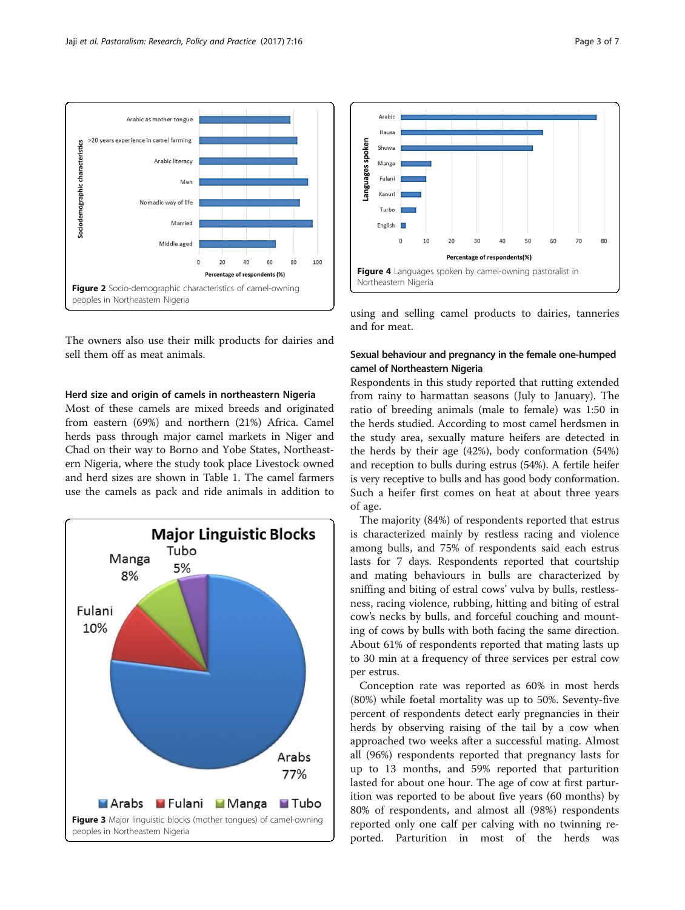Figure 2 Socio-demographic characteristics of camel-owning peoples in Northeastern Nigeria

The owners also use their milk products for dairies and sell them off as meat animals.

### Herd size and origin of camels in northeastern Nigeria

Most of these camels are mixed breeds and originated from eastern (69%) and northern (21%) Africa. Camel herds pass through major camel markets in Niger and Chad on their way to Borno and Yobe States, Northeastern Nigeria, where the study took place Livestock owned and herd sizes are shown in Table 1. The camel farmers use the camels as pack and ride animals in addition to using and selling camel products to dairies, tanneries and for meat.

Figure 3 Major linguistic blocks (mother tongues) of camel-owning peoples in Northeastern Nigeria

Figure 4 Languages spoken by camel-owning pastoralist in Northeastern Nigeria

### Sexual behaviour and pregnancy in the female one-humped camel of Northeastern Nigeria

Respondents in this study reported that rutting extended from rainy to harmattan seasons (July to January). The ratio of breeding animals (male to female) was 1:50 in the herds studied. According to most camel herdsmen in the study area, sexually mature heifers are detected in the herds by their age (42%), body conformation (54%) and reception to bulls during estrus (54%). A fertile heifer is very receptive to bulls and has good body conformation. Such a heifer first comes on heat at about three years of age.

The majority (84%) of respondents reported that estrus is characterized mainly by restless racing and violence among bulls, and 75% of respondents said each estrus lasts for 7 days. Respondents reported that courtship and mating behaviours in bulls are characterized by sniffing and biting of estral cows' vulva by bulls, restlessness, racing violence, rubbing, hitting and biting of estral cow's necks by bulls, and forceful couching and mounting of cows by bulls with both facing the same direction. About 61% of respondents reported that mating lasts up to 30 min at a frequency of three services per estral cow per estrus.

Conception rate was reported as 60% in most herds (80%) while foetal mortality was up to 50%. Seventy-five percent of respondents detect early pregnancies in their herds by observing raising of the tail by a cow when approached two weeks after a successful mating. Almost all (96%) respondents reported that pregnancy lasts for up to 13 months, and 59% reported that parturition lasted for about one hour. The age of cow at first parturition was reported to be about five years (60 months) by 80% of respondents, and almost all (98%) respondents reported only one calf per calving with no twinning reported. Parturition in most of the herds was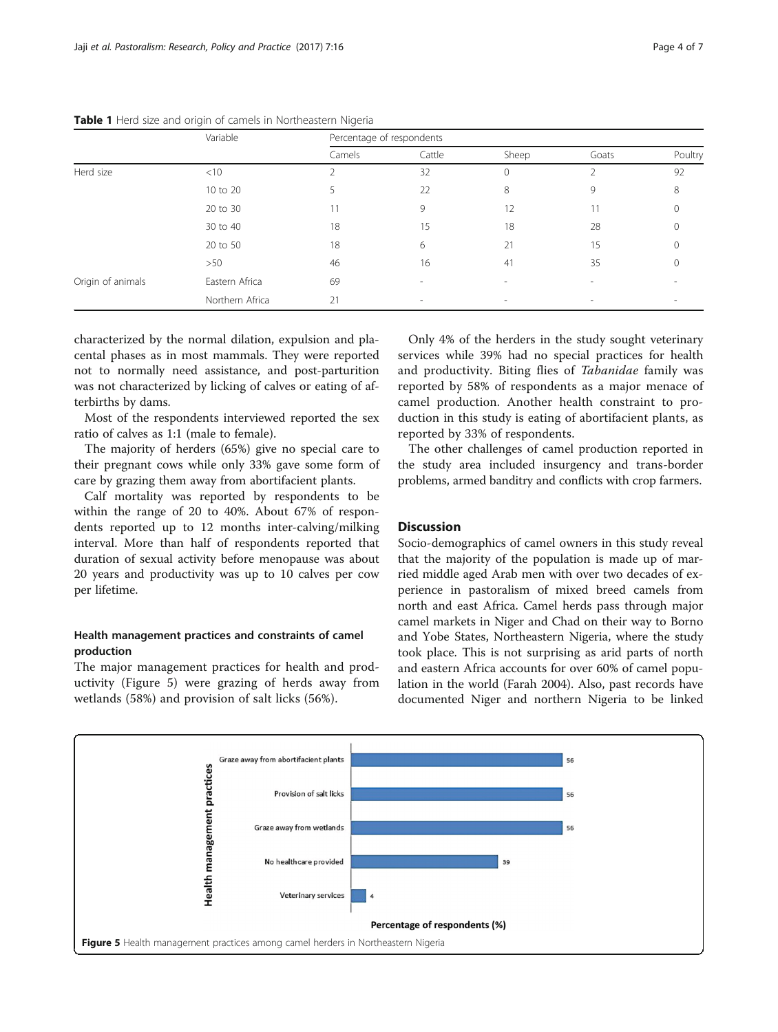**Table 1** Herd size and origin of camels in Northeastern Nigeria

| | Variable | Percentage of respondents | | | | |
|---|---|---|---|---|---|---|
| | | Camels | Cattle | Sheep | Goats | Poultry |
| Herd size | <10 | 2 | 32 | 0 | 2 | 92 |
| | 10 to 20 | 5 | 22 | 8 | 9 | 8 |
| | 20 to 30 | 11 | 9 | 12 | 11 | 0 |
| | 30 to 40 | 18 | 15 | 18 | 28 | 0 |
| | 20 to 50 | 18 | 6 | 21 | 15 | 0 |
| | >50 | 46 | 16 | 41 | 35 | 0 |
| Origin of animals | Eastern Africa | 69 | - | - | - | - |
| | Northern Africa | 21 | - | - | - | - |

characterized by the normal dilation, expulsion and placental phases as in most mammals. They were reported not to normally need assistance, and post-parturition was not characterized by licking of calves or eating of afterbirths by dams.

Most of the respondents interviewed reported the sex ratio of calves as 1:1 (male to female).

The majority of herders (65%) give no special care to their pregnant cows while only 33% gave some form of care by grazing them away from abortifacient plants.

Calf mortality was reported by respondents to be within the range of 20 to 40%. About 67% of respondents reported up to 12 months inter-calving/milking interval. More than half of respondents reported that duration of sexual activity before menopause was about 20 years and productivity was up to 10 calves per cow per lifetime.

### Health management practices and constraints of camel production

The major management practices for health and productivity (Figure 5) were grazing of herds away from wetlands (58%) and provision of salt licks (56%).

Only 4% of the herders in the study sought veterinary services while 39% had no special practices for health and productivity. Biting flies of *Tabanidae* family was reported by 58% of respondents as a major menace of camel production. Another health constraint to production in this study is eating of abortifacient plants, as reported by 33% of respondents.

The other challenges of camel production reported in the study area included insurgency and trans-border problems, armed banditry and conflicts with crop farmers.

## Discussion

Socio-demographics of camel owners in this study reveal that the majority of the population is made up of married middle aged Arab men with over two decades of experience in pastoralism of mixed breed camels from north and east Africa. Camel herds pass through major camel markets in Niger and Chad on their way to Borno and Yobe States, Northeastern Nigeria, where the study took place. This is not surprising as arid parts of north and eastern Africa accounts for over 60% of camel population in the world (Farah 2004). Also, past records have documented Niger and northern Nigeria to be linked

**Figure 5** Health management practices among camel herders in Northeastern Nigeria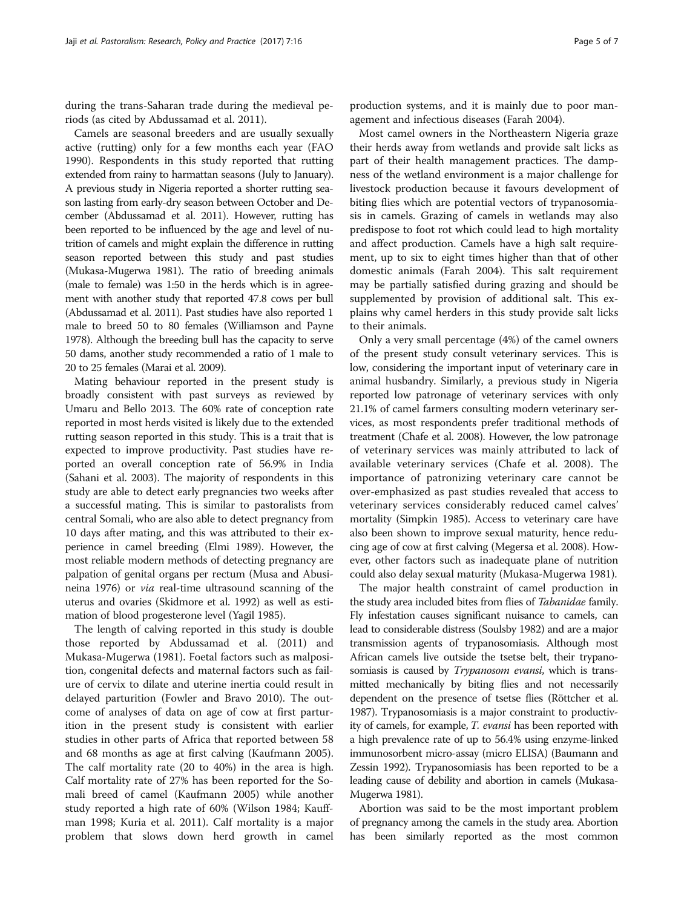during the trans-Saharan trade during the medieval periods (as cited by Abdussamad et al. 2011).

Camels are seasonal breeders and are usually sexually active (rutting) only for a few months each year (FAO 1990). Respondents in this study reported that rutting extended from rainy to harmattan seasons (July to January). A previous study in Nigeria reported a shorter rutting season lasting from early-dry season between October and December (Abdussamad et al. 2011). However, rutting has been reported to be influenced by the age and level of nutrition of camels and might explain the difference in rutting season reported between this study and past studies (Mukasa-Mugerwa 1981). The ratio of breeding animals (male to female) was 1:50 in the herds which is in agreement with another study that reported 47.8 cows per bull (Abdussamad et al. 2011). Past studies have also reported 1 male to breed 50 to 80 females (Williamson and Payne 1978). Although the breeding bull has the capacity to serve 50 dams, another study recommended a ratio of 1 male to 20 to 25 females (Marai et al. 2009).

Mating behaviour reported in the present study is broadly consistent with past surveys as reviewed by Umaru and Bello 2013. The 60% rate of conception rate reported in most herds visited is likely due to the extended rutting season reported in this study. This is a trait that is expected to improve productivity. Past studies have reported an overall conception rate of 56.9% in India (Sahani et al. 2003). The majority of respondents in this study are able to detect early pregnancies two weeks after a successful mating. This is similar to pastoralists from central Somali, who are also able to detect pregnancy from 10 days after mating, and this was attributed to their experience in camel breeding (Elmi 1989). However, the most reliable modern methods of detecting pregnancy are palpation of genital organs per rectum (Musa and Abusineina 1976) or *via* real-time ultrasound scanning of the uterus and ovaries (Skidmore et al. 1992) as well as estimation of blood progesterone level (Yagil 1985).

The length of calving reported in this study is double those reported by Abdussamad et al. (2011) and Mukasa-Mugerwa (1981). Foetal factors such as malposition, congenital defects and maternal factors such as failure of cervix to dilate and uterine inertia could result in delayed parturition (Fowler and Bravo 2010). The outcome of analyses of data on age of cow at first parturition in the present study is consistent with earlier studies in other parts of Africa that reported between 58 and 68 months as age at first calving (Kaufmann 2005). The calf mortality rate (20 to 40%) in the area is high. Calf mortality rate of 27% has been reported for the Somali breed of camel (Kaufmann 2005) while another study reported a high rate of 60% (Wilson 1984; Kauffman 1998; Kuria et al. 2011). Calf mortality is a major problem that slows down herd growth in camel production systems, and it is mainly due to poor management and infectious diseases (Farah 2004).

Most camel owners in the Northeastern Nigeria graze their herds away from wetlands and provide salt licks as part of their health management practices. The dampness of the wetland environment is a major challenge for livestock production because it favours development of biting flies which are potential vectors of trypanosomiasis in camels. Grazing of camels in wetlands may also predispose to foot rot which could lead to high mortality and affect production. Camels have a high salt requirement, up to six to eight times higher than that of other domestic animals (Farah 2004). This salt requirement may be partially satisfied during grazing and should be supplemented by provision of additional salt. This explains why camel herders in this study provide salt licks to their animals.

Only a very small percentage (4%) of the camel owners of the present study consult veterinary services. This is low, considering the important input of veterinary care in animal husbandry. Similarly, a previous study in Nigeria reported low patronage of veterinary services with only 21.1% of camel farmers consulting modern veterinary services, as most respondents prefer traditional methods of treatment (Chafe et al. 2008). However, the low patronage of veterinary services was mainly attributed to lack of available veterinary services (Chafe et al. 2008). The importance of patronizing veterinary care cannot be over-emphasized as past studies revealed that access to veterinary services considerably reduced camel calves' mortality (Simpkin 1985). Access to veterinary care have also been shown to improve sexual maturity, hence reducing age of cow at first calving (Megersa et al. 2008). However, other factors such as inadequate plane of nutrition could also delay sexual maturity (Mukasa-Mugerwa 1981).

The major health constraint of camel production in the study area included bites from flies of *Tabanidae* family. Fly infestation causes significant nuisance to camels, can lead to considerable distress (Soulsby 1982) and are a major transmission agents of trypanosomiasis. Although most African camels live outside the tsetse belt, their trypanosomiasis is caused by *Trypanosom evansi*, which is transmitted mechanically by biting flies and not necessarily dependent on the presence of tsetse flies (Röttcher et al. 1987). Trypanosomiasis is a major constraint to productivity of camels, for example, *T. evansi* has been reported with a high prevalence rate of up to 56.4% using enzyme-linked immunosorbent micro-assay (micro ELISA) (Baumann and Zessin 1992). Trypanosomiasis has been reported to be a leading cause of debility and abortion in camels (Mukasa-Mugerwa 1981).

Abortion was said to be the most important problem of pregnancy among the camels in the study area. Abortion has been similarly reported as the most common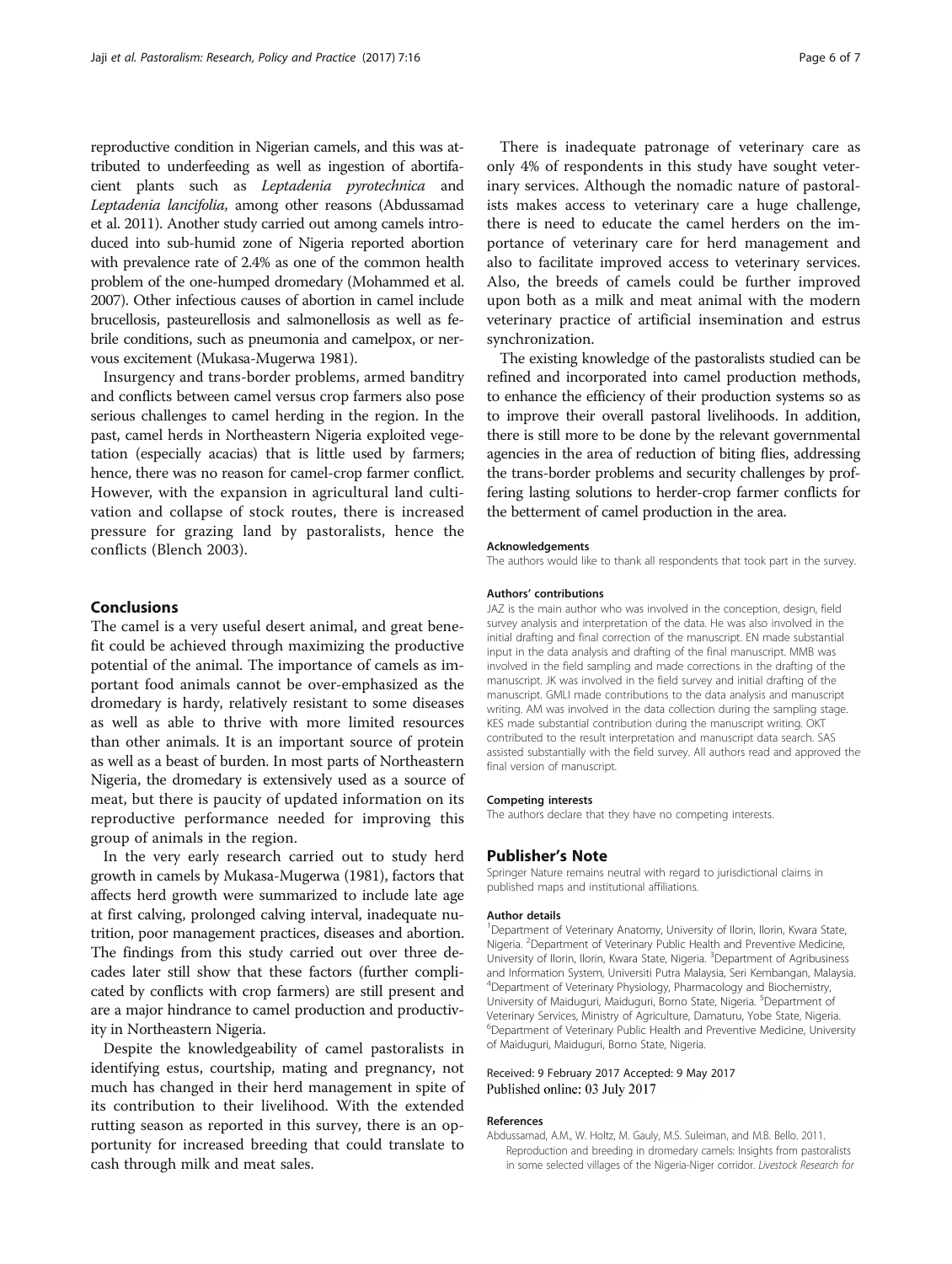reproductive condition in Nigerian camels, and this was attributed to underfeeding as well as ingestion of abortifacient plants such as *Leptadenia pyrotechnica* and *Leptadenia lancifolia*, among other reasons (Abdussamad et al. 2011). Another study carried out among camels introduced into sub-humid zone of Nigeria reported abortion with prevalence rate of 2.4% as one of the common health problem of the one-humped dromedary (Mohammed et al. 2007). Other infectious causes of abortion in camel include brucellosis, pasteurellosis and salmonellosis as well as febrile conditions, such as pneumonia and camelpox, or nervous excitement (Mukasa-Mugerwa 1981).

Insurgency and trans-border problems, armed banditry and conflicts between camel versus crop farmers also pose serious challenges to camel herding in the region. In the past, camel herds in Northeastern Nigeria exploited vegetation (especially acacias) that is little used by farmers; hence, there was no reason for camel-crop farmer conflict. However, with the expansion in agricultural land cultivation and collapse of stock routes, there is increased pressure for grazing land by pastoralists, hence the conflicts (Blench 2003).

## Conclusions

The camel is a very useful desert animal, and great benefit could be achieved through maximizing the productive potential of the animal. The importance of camels as important food animals cannot be over-emphasized as the dromedary is hardy, relatively resistant to some diseases as well as able to thrive with more limited resources than other animals. It is an important source of protein as well as a beast of burden. In most parts of Northeastern Nigeria, the dromedary is extensively used as a source of meat, but there is paucity of updated information on its reproductive performance needed for improving this group of animals in the region.

In the very early research carried out to study herd growth in camels by Mukasa-Mugerwa (1981), factors that affects herd growth were summarized to include late age at first calving, prolonged calving interval, inadequate nutrition, poor management practices, diseases and abortion. The findings from this study carried out over three decades later still show that these factors (further complicated by conflicts with crop farmers) are still present and are a major hindrance to camel production and productivity in Northeastern Nigeria.

Despite the knowledgeability of camel pastoralists in identifying estus, courtship, mating and pregnancy, not much has changed in their herd management in spite of its contribution to their livelihood. With the extended rutting season as reported in this survey, there is an opportunity for increased breeding that could translate to cash through milk and meat sales.

There is inadequate patronage of veterinary care as only 4% of respondents in this study have sought veterinary services. Although the nomadic nature of pastoralists makes access to veterinary care a huge challenge, there is need to educate the camel herders on the importance of veterinary care for herd management and also to facilitate improved access to veterinary services. Also, the breeds of camels could be further improved upon both as a milk and meat animal with the modern veterinary practice of artificial insemination and estrus synchronization.

The existing knowledge of the pastoralists studied can be refined and incorporated into camel production methods, to enhance the efficiency of their production systems so as to improve their overall pastoral livelihoods. In addition, there is still more to be done by the relevant governmental agencies in the area of reduction of biting flies, addressing the trans-border problems and security challenges by proffering lasting solutions to herder-crop farmer conflicts for the betterment of camel production in the area.

#### Acknowledgements

The authors would like to thank all respondents that took part in the survey.

#### Authors' contributions

JAZ is the main author who was involved in the conception, design, field survey analysis and interpretation of the data. He was also involved in the initial drafting and final correction of the manuscript. EN made substantial input in the data analysis and drafting of the final manuscript. MMB was involved in the field sampling and made corrections in the drafting of the manuscript. JK was involved in the field survey and initial drafting of the manuscript. GMLI made contributions to the data analysis and manuscript writing. AM was involved in the data collection during the sampling stage. KES made substantial contribution during the manuscript writing. OKT contributed to the result interpretation and manuscript data search. SAS assisted substantially with the field survey. All authors read and approved the final version of manuscript.

#### Competing interests

The authors declare that they have no competing interests.

## Publisher's Note

Springer Nature remains neutral with regard to jurisdictional claims in published maps and institutional affiliations.

#### Author details

[1]Department of Veterinary Anatomy, University of Ilorin, Ilorin, Kwara State, Nigeria. [2]Department of Veterinary Public Health and Preventive Medicine, University of Ilorin, Ilorin, Kwara State, Nigeria. [3]Department of Agribusiness and Information System, Universiti Putra Malaysia, Seri Kembangan, Malaysia. [4]Department of Veterinary Physiology, Pharmacology and Biochemistry, University of Maiduguri, Maiduguri, Borno State, Nigeria. [5]Department of Veterinary Services, Ministry of Agriculture, Damaturu, Yobe State, Nigeria. [6]Department of Veterinary Public Health and Preventive Medicine, University of Maiduguri, Maiduguri, Borno State, Nigeria.

Received: 9 February 2017 Accepted: 9 May 2017
Published online: 03 July 2017

#### References

Abdussamad, A.M., W. Holtz, M. Gauly, M.S. Suleiman, and M.B. Bello. 2011. Reproduction and breeding in dromedary camels: Insights from pastoralists in some selected villages of the Nigeria-Niger corridor. *Livestock Research for*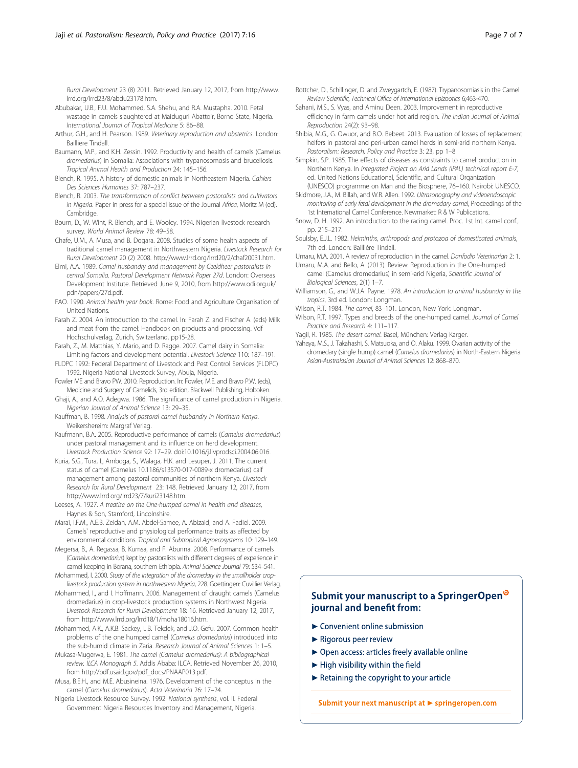Rural Development 23 (8) 2011. Retrieved January 12, 2017, from http://www.lrrd.org/lrrd23/8/abdu23178.htm.

Abubakar, U.B., F.U. Mohammed, S.A. Shehu, and R.A. Mustapha. 2010. Fetal wastage in camels slaughtered at Maiduguri Abattoir, Borno State, Nigeria. *International Journal of Tropical Medicine* 5: 86–88.

Arthur, G.H., and H. Pearson. 1989. *Veterinary reproduction and obstetrics*. London: Bailliere Tindall.

Baumann, M.P., and K.H. Zessin. 1992. Productivity and health of camels (Camelus *dromedarius*) in Somalia: Associations with trypanosomosis and brucellosis. *Tropical Animal Health and Production* 24: 145–156.

Blench, R. 1995. A history of domestic animals in Northeastern Nigeria. *Cahiers Des Sciences Humaines* 37: 787–237.

Blench, R. 2003. *The transformation of conflict between pastoralists and cultivators in Nigeria*. Paper in press for a special issue of the Journal *Africa*, Moritz M (ed). Cambridge.

Bourn, D., W. Wint, R. Blench, and E. Wooley. 1994. Nigerian livestock research survey. *World Animal Review* 78: 49–58.

Chafe, U.M., A. Musa, and B. Dogara. 2008. Studies of some health aspects of traditional camel management in Northwestern Nigeria. *Livestock Research for Rural Development* 20 (2) 2008. http://www.lrrd.org/lrrd20/2/chaf20031.htm.

Elmi, A.A. 1989. *Camel husbandry and management by Ceeldheer pastoralists in central Somalia. Pastoral Development Network Paper 27d*. London: Overseas Development Institute. Retrieved June 9, 2010, from http://www.odi.org.uk/pdn/papers/27d.pdf.

FAO. 1990. *Animal health year book*. Rome: Food and Agriculture Organisation of United Nations.

Farah Z. 2004. An introduction to the camel. In: Farah Z. and Fischer A. (eds) Milk and meat from the camel: Handbook on products and processing. Vdf Hochschulverlag, Zurich, Switzerland, pp15-28.

Farah, Z., M. Matthias, Y. Mario, and D. Ragge. 2007. Camel dairy in Somalia: Limiting factors and development potential. *Livestock Science* 110: 187–191.

FLDPC 1992: Federal Department of Livestock and Pest Control Services (FLDPC) 1992. Nigeria National Livestock Survey, Abuja, Nigeria.

Fowler ME and Bravo PW. 2010. Reproduction. In: Fowler, M.E. and Bravo P.W. (eds), Medicine and Surgery of Camelids, 3rd edition, Blackwell Publishing, Hoboken.

Ghaji, A., and A.O. Adegwa. 1986. The significance of camel production in Nigeria. *Nigerian Journal of Animal Science* 13: 29–35.

Kauffman, B. 1998. *Analysis of pastoral camel husbandry in Northern Kenya*. Weikershereim: Margraf Verlag.

Kaufmann, B.A. 2005. Reproductive performance of camels (*Camelus dromedarius*) under pastoral management and its influence on herd development. *Livestock Production Science* 92: 17–29. doi:10.1016/j.livprodsci.2004.06.016.

Kuria, S.G., Tura, I., Amboga, S., Walaga, H.K. and Lesuper, J. 2011. The current status of camel (Camelus 10.1186/s13570-017-0089-x dromedarius) calf management among pastoral communities of northern Kenya. *Livestock Research for Rural Development* 23: 148. Retrieved January 12, 2017, from http://www.lrrd.org/lrrd23/7/kuri23148.htm.

Leeses, A. 1927. *A treatise on the One-humped camel in health and diseases*, Haynes & Son, Stamford, Lincolnshire.

Marai, I.F.M., A.E.B. Zeidan, A.M. Abdel-Samee, A. Abizaid, and A. Fadiel. 2009. Camels' reproductive and physiological performance traits as affected by environmental conditions. *Tropical and Subtropical Agroecosystems* 10: 129–149.

Megersa, B., A. Regassa, B. Kumsa, and F. Abunna. 2008. Performance of camels (*Camelus dromedarius*) kept by pastoralists with different degrees of experience in camel keeping in Borana, southern Ethiopia. *Animal Science Journal* 79: 534–541.

Mohammed, I. 2000. *Study of the integration of the dromedary in the smallholder crop-livestock production system in northwestern Nigeria*, 228. Goettingen: Cuvillier Verlag.

Mohammed, I., and I. Hoffmann. 2006. Management of draught camels (Camelus dromedarius) in crop-livestock production systems in Northwest Nigeria. *Livestock Research for Rural Development* 18: 16. Retrieved January 12, 2017, from http://www.lrrd.org/lrrd18/1/moha18016.htm.

Mohammed, A.K., A.K.B. Sackey, L.B. Tekdek, and J.O. Gefu. 2007. Common health problems of the one humped camel (*Camelus dromedarius*) introduced into the sub-humid climate in Zaria. *Research Journal of Animal Sciences* 1: 1–5.

Mukasa-Mugerwa, E. 1981. *The camel (Camelus dromedarius): A bibliographical review. ILCA Monograph 5*. Addis Ababa: ILCA. Retrieved November 26, 2010, from http://pdf.usaid.gov/pdf_docs/PNAAP013.pdf.

Musa, B.E.H., and M.E. Abusineina. 1976. Development of the conceptus in the camel (*Camelus dromedarius*). *Acta Veterinaria* 26: 17–24.

Nigeria Livestock Resource Survey. 1992. *National synthesis*, vol. II. Federal Government Nigeria Resources Inventory and Management, Nigeria.

Rottcher, D., Schillinger, D. and Zweygartch, E. (1987). Trypanosomiasis in the Camel. *Review Scientific, Technical Office of International Epizootics* 6;463-470.

Sahani, M.S., S. Vyas, and Aminu Deen. 2003. Improvement in reproductive efficiency in farm camels under hot arid region. *The Indian Journal of Animal Reproduction* 24(2): 93–98.

Shibia, M.G., G. Owuor, and B.O. Bebeet. 2013. Evaluation of losses of replacement heifers in pastoral and peri-urban camel herds in semi-arid northern Kenya. *Pastoralism: Research, Policy and Practice* 3: 23, pp 1–8

Simpkin, S.P. 1985. The effects of diseases as constraints to camel production in Northern Kenya. In *Integrated Project on Arid Lands (IPAL) technical report E-7*, ed. United Nations Educational, Scientific, and Cultural Organization (UNESCO) programme on Man and the Biosphere, 76–160. Nairobi: UNESCO.

Skidmore, J.A., M. Billah, and W.R. Allen. 1992. *Ultrasonography and videoendoscopic monitoring of early fetal development in the dromedary camel*, Proceedings of the 1st International Camel Conference. Newmarket: R & W Publications.

Snow, D. H. 1992. An introduction to the racing camel. Proc. 1st Int. camel conf., pp. 215–217.

Soulsby, E.J.L. 1982. *Helminths, arthropods and protozoa of domesticated animals*, 7th ed. London: Baillière Tindall.

Umaru, M.A. 2001. A review of reproduction in the camel. *Danfodio Veterinarian* 2: 1.

Umaru, M.A. and Bello, A. (2013). Review: Reproduction in the One-humped camel (Camelus dromedarius) in semi-arid Nigeria, *Scientific Journal of Biological Sciences*, 2(1) 1–7.

Williamson, G., and W.J.A. Payne. 1978. *An introduction to animal husbandry in the tropics*, 3rd ed. London: Longman.

Wilson, R.T. 1984. *The camel*, 83–101. London, New York: Longman.

Wilson, R.T. 1997. Types and breeds of the one-humped camel. *Journal of Camel Practice and Research* 4: 111–117.

Yagil, R. 1985. *The desert camel*. Basel, München: Verlag Karger.

Yahaya, M.S., J. Takahashi, S. Matsuoka, and O. Alaku. 1999. Ovarian activity of the dromedary (single hump) camel (*Camelus dromedarius*) in North-Eastern Nigeria. *Asian-Australasian Journal of Animal Sciences* 12: 868–870.

**Submit your manuscript to a SpringerOpen journal and benefit from:**

- ► Convenient online submission
- ► Rigorous peer review
- ► Open access: articles freely available online
- ► High visibility within the field
- ► Retaining the copyright to your article

**Submit your next manuscript at ► springeropen.com**